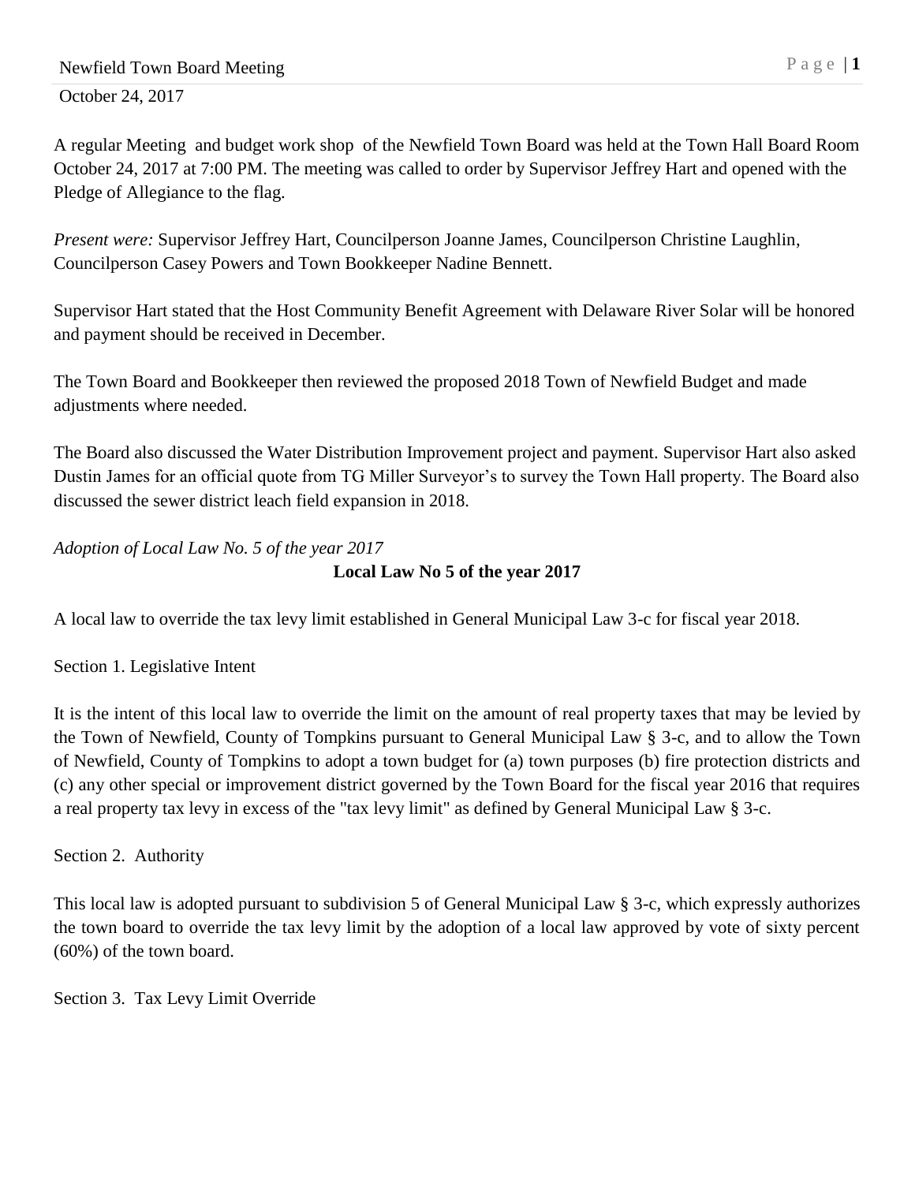October 24, 2017

A regular Meeting and budget work shop of the Newfield Town Board was held at the Town Hall Board Room October 24, 2017 at 7:00 PM. The meeting was called to order by Supervisor Jeffrey Hart and opened with the Pledge of Allegiance to the flag.

*Present were:* Supervisor Jeffrey Hart, Councilperson Joanne James, Councilperson Christine Laughlin, Councilperson Casey Powers and Town Bookkeeper Nadine Bennett.

Supervisor Hart stated that the Host Community Benefit Agreement with Delaware River Solar will be honored and payment should be received in December.

The Town Board and Bookkeeper then reviewed the proposed 2018 Town of Newfield Budget and made adjustments where needed.

The Board also discussed the Water Distribution Improvement project and payment. Supervisor Hart also asked Dustin James for an official quote from TG Miller Surveyor's to survey the Town Hall property. The Board also discussed the sewer district leach field expansion in 2018.

*Adoption of Local Law No. 5 of the year 2017*

**Local Law No 5 of the year 2017**

A local law to override the tax levy limit established in General Municipal Law 3-c for fiscal year 2018.

Section 1. Legislative Intent

It is the intent of this local law to override the limit on the amount of real property taxes that may be levied by the Town of Newfield, County of Tompkins pursuant to General Municipal Law § 3-c, and to allow the Town of Newfield, County of Tompkins to adopt a town budget for (a) town purposes (b) fire protection districts and (c) any other special or improvement district governed by the Town Board for the fiscal year 2016 that requires a real property tax levy in excess of the "tax levy limit" as defined by General Municipal Law § 3-c.

Section 2. Authority

This local law is adopted pursuant to subdivision 5 of General Municipal Law § 3-c, which expressly authorizes the town board to override the tax levy limit by the adoption of a local law approved by vote of sixty percent (60%) of the town board.

Section 3. Tax Levy Limit Override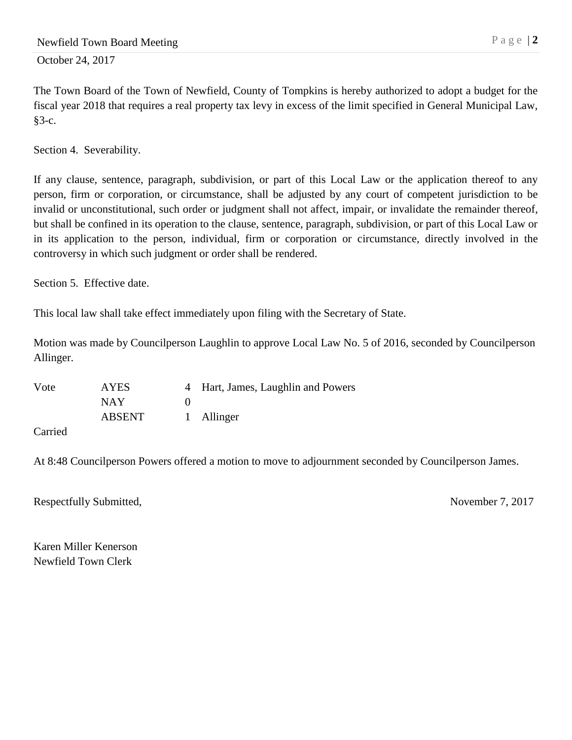The Town Board of the Town of Newfield, County of Tompkins is hereby authorized to adopt a budget for the fiscal year 2018 that requires a real property tax levy in excess of the limit specified in General Municipal Law, §3-c.

Section 4. Severability.

If any clause, sentence, paragraph, subdivision, or part of this Local Law or the application thereof to any person, firm or corporation, or circumstance, shall be adjusted by any court of competent jurisdiction to be invalid or unconstitutional, such order or judgment shall not affect, impair, or invalidate the remainder thereof, but shall be confined in its operation to the clause, sentence, paragraph, subdivision, or part of this Local Law or in its application to the person, individual, firm or corporation or circumstance, directly involved in the controversy in which such judgment or order shall be rendered.

Section 5. Effective date.

This local law shall take effect immediately upon filing with the Secretary of State.

Motion was made by Councilperson Laughlin to approve Local Law No. 5 of 2016, seconded by Councilperson Allinger.

| | | | |
|---|---|---|---|
| Vote | AYES | 4 | Hart, James, Laughlin and Powers |
| | NAY | 0 | |
| | ABSENT | 1 | Allinger |

Carried

At 8:48 Councilperson Powers offered a motion to move to adjournment seconded by Councilperson James.

Respectfully Submitted, November 7, 2017

Karen Miller Kenerson
Newfield Town Clerk